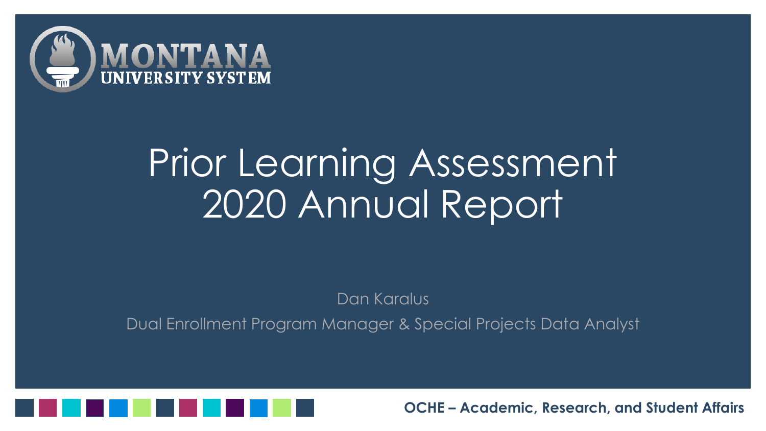MONTANA UNIVERSITY SYSTEM

# Prior Learning Assessment 2020 Annual Report

Dan Karalus

Dual Enrollment Program Manager & Special Projects Data Analyst

**OCHE – Academic, Research, and Student Affairs**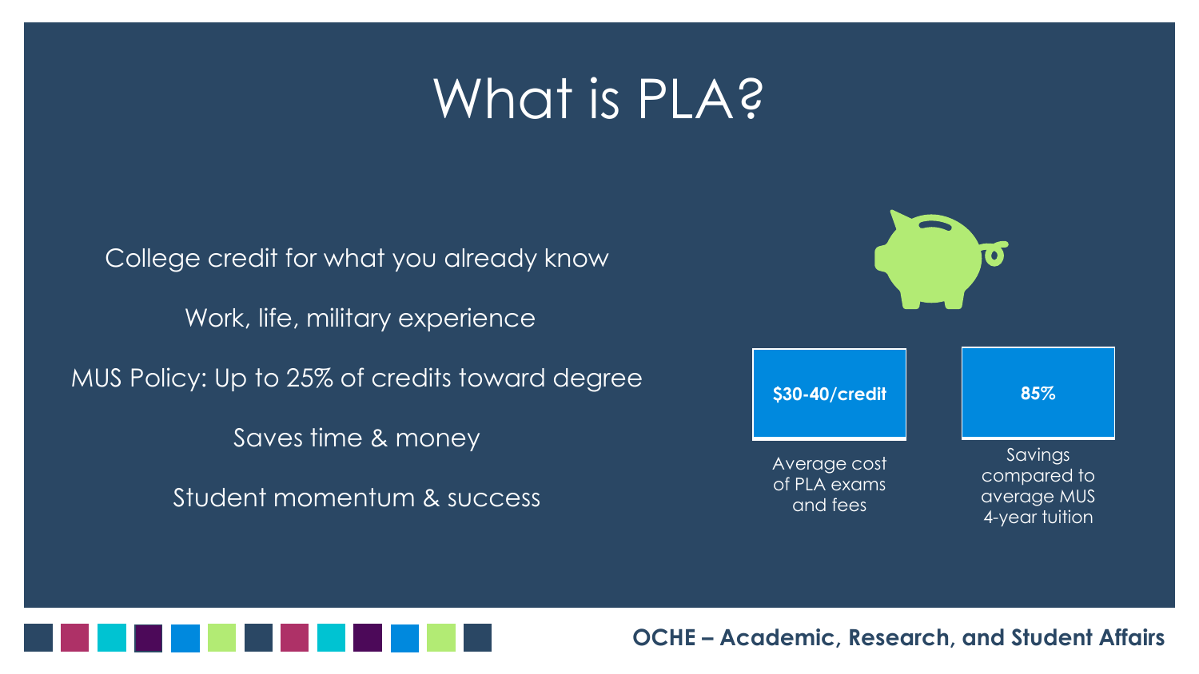# What is PLA?

College credit for what you already know

Work, life, military experience

MUS Policy: Up to 25% of credits toward degree

Saves time & money

Student momentum & success

**$30-40/credit**

Average cost of PLA exams and fees

**85%**

Savings compared to average MUS 4-year tuition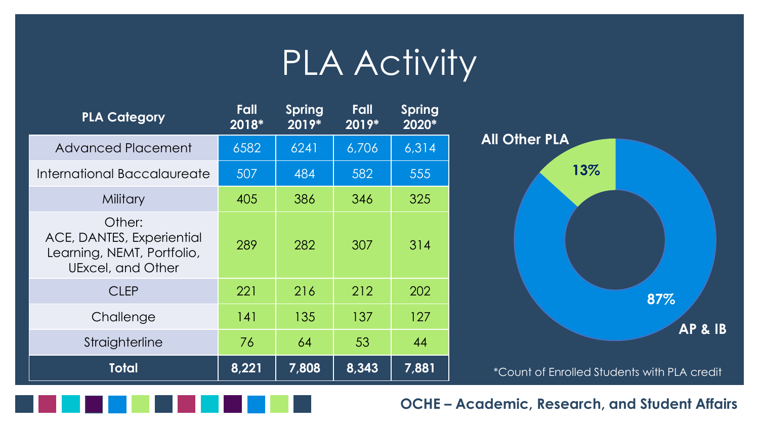# PLA Activity

| PLA Category | Fall 2018* | Spring 2019* | Fall 2019* | Spring 2020* |
| --- | --- | --- | --- | --- |
| Advanced Placement | 6582 | 6241 | 6,706 | 6,314 |
| International Baccalaureate | 507 | 484 | 582 | 555 |
| Military | 405 | 386 | 346 | 325 |
| Other: ACE, DANTES, Experiential Learning, NEMT, Portfolio, UExcel, and Other | 289 | 282 | 307 | 314 |
| CLEP | 221 | 216 | 212 | 202 |
| Challenge | 141 | 135 | 137 | 127 |
| Straighterline | 76 | 64 | 53 | 44 |
| **Total** | **8,221** | **7,808** | **8,343** | **7,881** |

**All Other PLA** 13%

**AP & IB** 87%

*Count of Enrolled Students with PLA credit

**OCHE – Academic, Research, and Student Affairs**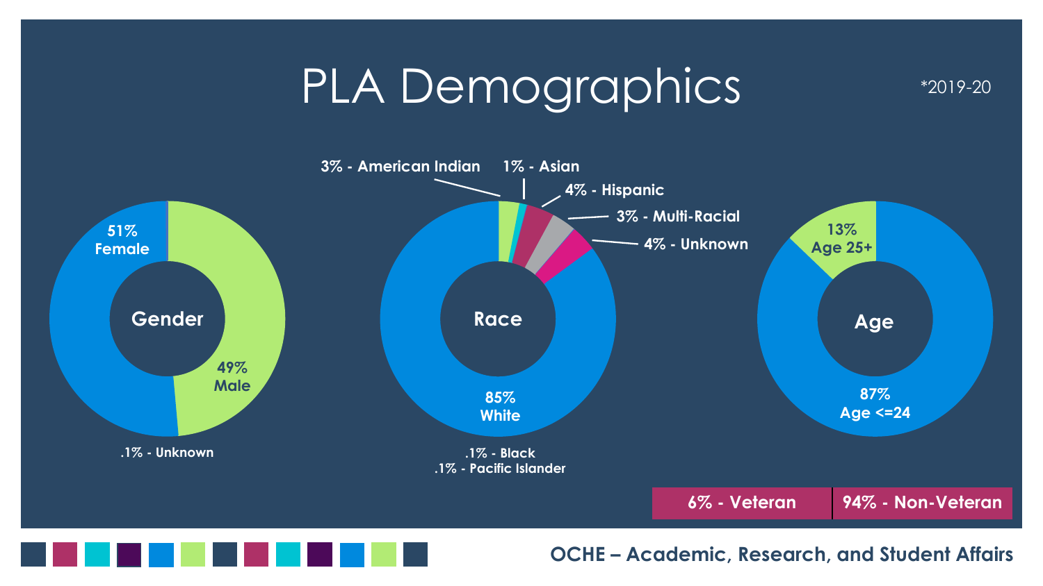# PLA Demographics

*2019-20

**Gender**

- 51% Female
- 49% Male
- .1% - Unknown

**Race**

- 85% White
- 3% - American Indian
- 1% - Asian
- 4% - Hispanic
- 3% - Multi-Racial
- 4% - Unknown
- .1% - Black
- .1% - Pacific Islander

**Age**

- 87% Age <=24
- 13% Age 25+

| 6% - Veteran | 94% - Non-Veteran |
|---|---|

OCHE – Academic, Research, and Student Affairs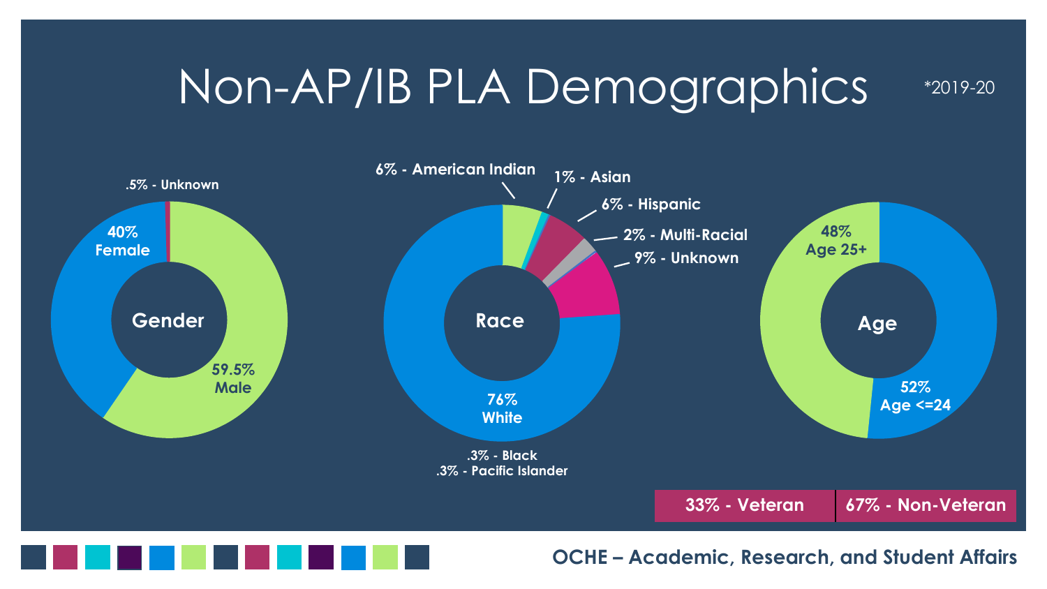# Non-AP/IB PLA Demographics

*2019-20

**Gender**

- .5% - Unknown
- 40% Female
- 59.5% Male

**Race**

- 6% - American Indian
- 1% - Asian
- 6% - Hispanic
- 2% - Multi-Racial
- 9% - Unknown
- 76% White
- .3% - Black
- .3% - Pacific Islander

**Age**

- 48% Age 25+
- 52% Age <=24

| 33% - Veteran | 67% - Non-Veteran |
| --- | --- |

**OCHE – Academic, Research, and Student Affairs**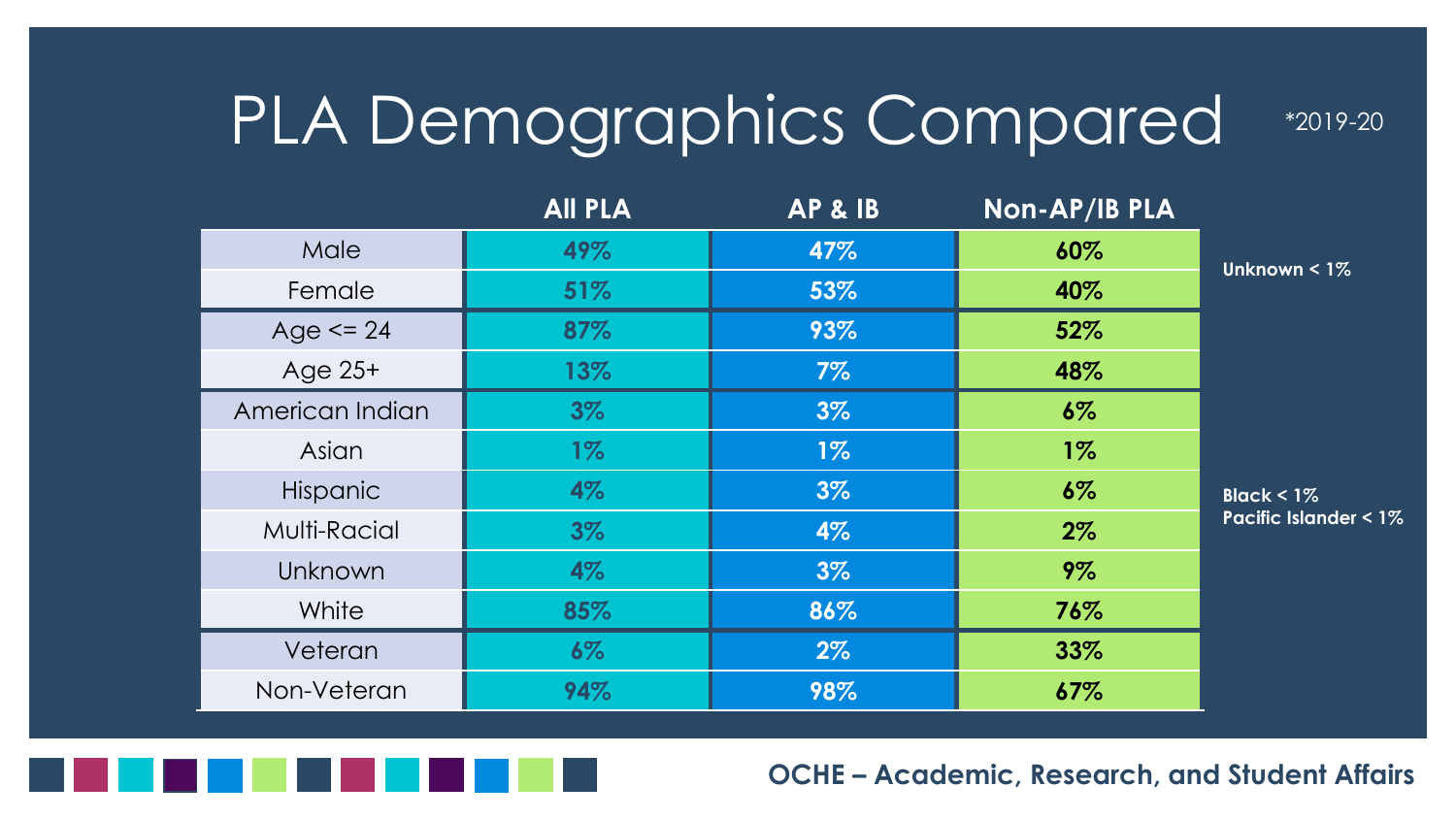# PLA Demographics Compared

*2019-20

| | All PLA | AP & IB | Non-AP/IB PLA |
|---|---|---|---|
| Male | 49% | 47% | 60% |
| Female | 51% | 53% | 40% |
| Age <= 24 | 87% | 93% | 52% |
| Age 25+ | 13% | 7% | 48% |
| American Indian | 3% | 3% | 6% |
| Asian | 1% | 1% | 1% |
| Hispanic | 4% | 3% | 6% |
| Multi-Racial | 3% | 4% | 2% |
| Unknown | 4% | 3% | 9% |
| White | 85% | 86% | 76% |
| Veteran | 6% | 2% | 33% |
| Non-Veteran | 94% | 98% | 67% |

**Unknown < 1%**

**Black < 1%**
**Pacific Islander < 1%**

**OCHE – Academic, Research, and Student Affairs**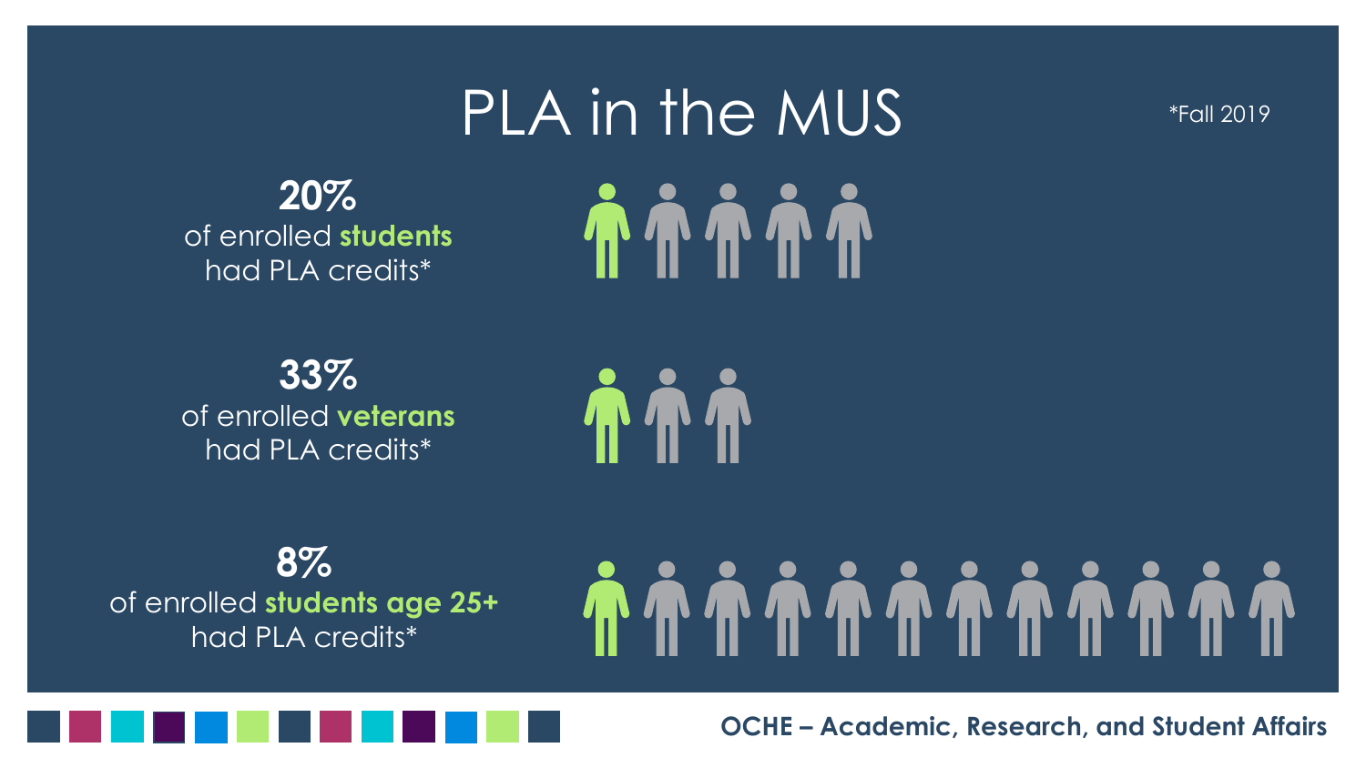# PLA in the MUS

*Fall 2019

**20%**
of enrolled **students** had PLA credits*

**33%**
of enrolled **veterans** had PLA credits*

**8%**
of enrolled **students age 25+** had PLA credits*

**OCHE – Academic, Research, and Student Affairs**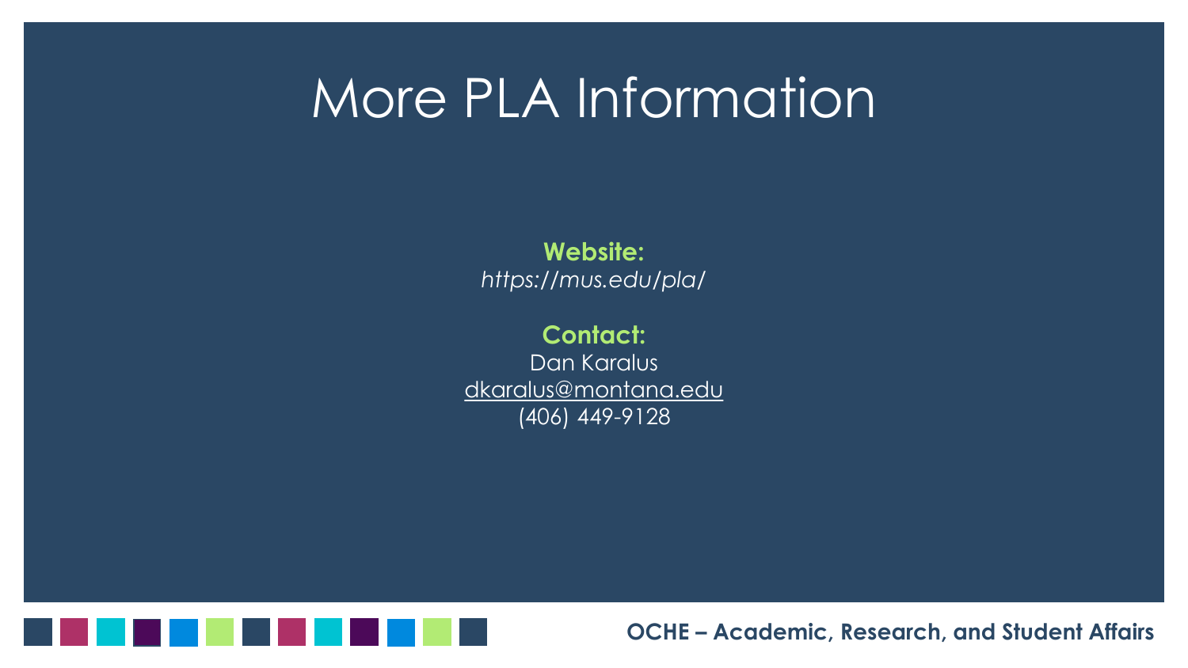# More PLA Information

**Website:**
*https://mus.edu/pla/*

**Contact:**
Dan Karalus
dkaralus@montana.edu
(406) 449-9128